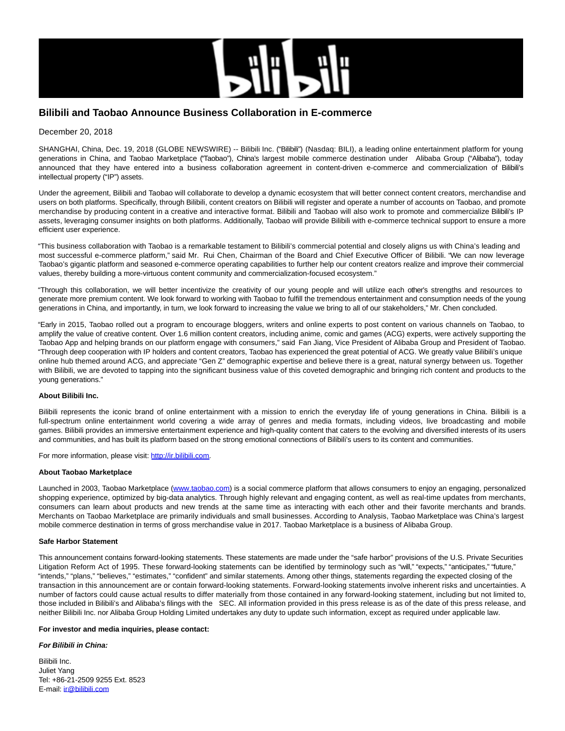# Bilibili and Taobao Announce Business Collaboration in E-commerce

December 20, 2018

SHANGHAI, China, Dec. 19, 2018 (GLOBE NEWSWIRE) -- Bilibili Inc. ("Bilibili") (Nasdaq: BILI), a leading online entertainment platform for young generations in China, and Taobao Marketplace ("Taobao"), China's largest mobile commerce destination under Alibaba Group ("Alibaba"), today announced that they have entered into a business collaboration agreement in content-driven e-commerce and commercialization of Bilibili's intellectual property ("IP") assets.

Under the agreement, Bilibili and Taobao will collaborate to develop a dynamic ecosystem that will better connect content creators, merchandise and users on both platforms. Specifically, through Bilibili, content creators on Bilibili will register and operate a number of accounts on Taobao, and promote merchandise by producing content in a creative and interactive format. Bilibili and Taobao will also work to promote and commercialize Bilibili's IP assets, leveraging consumer insights on both platforms. Additionally, Taobao will provide Bilibili with e-commerce technical support to ensure a more efficient user experience.

"This business collaboration with Taobao is a remarkable testament to Bilibili's commercial potential and closely aligns us with China's leading and most successful e-commerce platform," said Mr. Rui Chen, Chairman of the Board and Chief Executive Officer of Bilibili. "We can now leverage Taobao's gigantic platform and seasoned e-commerce operating capabilities to further help our content creators realize and improve their commercial values, thereby building a more-virtuous content community and commercialization-focused ecosystem."

"Through this collaboration, we will better incentivize the creativity of our young people and will utilize each other's strengths and resources to generate more premium content. We look forward to working with Taobao to fulfill the tremendous entertainment and consumption needs of the young generations in China, and importantly, in turn, we look forward to increasing the value we bring to all of our stakeholders," Mr. Chen concluded.

"Early in 2015, Taobao rolled out a program to encourage bloggers, writers and online experts to post content on various channels on Taobao, to amplify the value of creative content. Over 1.6 million content creators, including anime, comic and games (ACG) experts, were actively supporting the Taobao App and helping brands on our platform engage with consumers," said Fan Jiang, Vice President of Alibaba Group and President of Taobao. "Through deep cooperation with IP holders and content creators, Taobao has experienced the great potential of ACG. We greatly value Bilibili's unique online hub themed around ACG, and appreciate "Gen Z" demographic expertise and believe there is a great, natural synergy between us. Together with Bilibili, we are devoted to tapping into the significant business value of this coveted demographic and bringing rich content and products to the young generations."

**About Bilibili Inc.**

Bilibili represents the iconic brand of online entertainment with a mission to enrich the everyday life of young generations in China. Bilibili is a full-spectrum online entertainment world covering a wide array of genres and media formats, including videos, live broadcasting and mobile games. Bilibili provides an immersive entertainment experience and high-quality content that caters to the evolving and diversified interests of its users and communities, and has built its platform based on the strong emotional connections of Bilibili's users to its content and communities.

For more information, please visit: http://ir.bilibili.com.

**About Taobao Marketplace**

Launched in 2003, Taobao Marketplace (www.taobao.com) is a social commerce platform that allows consumers to enjoy an engaging, personalized shopping experience, optimized by big-data analytics. Through highly relevant and engaging content, as well as real-time updates from merchants, consumers can learn about products and new trends at the same time as interacting with each other and their favorite merchants and brands. Merchants on Taobao Marketplace are primarily individuals and small businesses. According to Analysis, Taobao Marketplace was China's largest mobile commerce destination in terms of gross merchandise value in 2017. Taobao Marketplace is a business of Alibaba Group.

**Safe Harbor Statement**

This announcement contains forward-looking statements. These statements are made under the "safe harbor" provisions of the U.S. Private Securities Litigation Reform Act of 1995. These forward-looking statements can be identified by terminology such as "will," "expects," "anticipates," "future," "intends," "plans," "believes," "estimates," "confident" and similar statements. Among other things, statements regarding the expected closing of the transaction in this announcement are or contain forward-looking statements. Forward-looking statements involve inherent risks and uncertainties. A number of factors could cause actual results to differ materially from those contained in any forward-looking statement, including but not limited to, those included in Bilibili's and Alibaba's filings with the SEC. All information provided in this press release is as of the date of this press release, and neither Bilibili Inc. nor Alibaba Group Holding Limited undertakes any duty to update such information, except as required under applicable law.

**For investor and media inquiries, please contact:**

***For Bilibili in China:***

Bilibili Inc.
Juliet Yang
Tel: +86-21-2509 9255 Ext. 8523
E-mail: ir@bilibili.com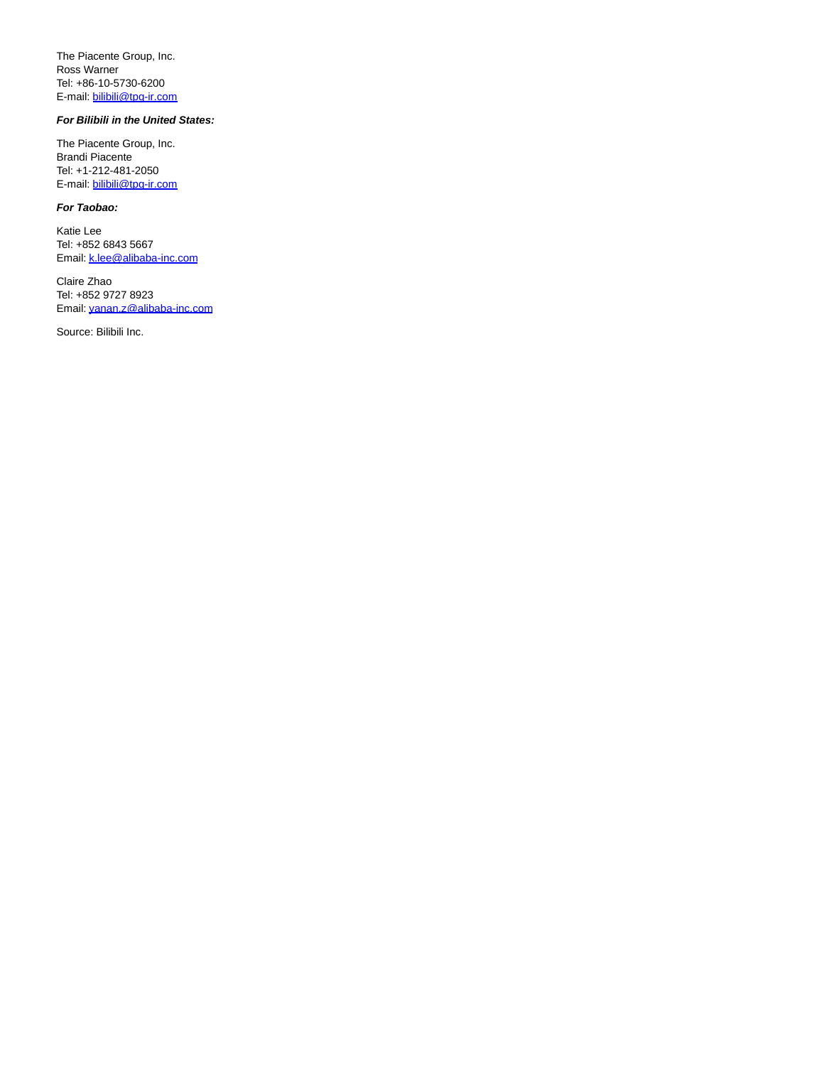The Piacente Group, Inc.
Ross Warner
Tel: +86-10-5730-6200
E-mail: bilibili@tpg-ir.com

***For Bilibili in the United States:***

The Piacente Group, Inc.
Brandi Piacente
Tel: +1-212-481-2050
E-mail: bilibili@tpg-ir.com

***For Taobao:***

Katie Lee
Tel: +852 6843 5667
Email: k.lee@alibaba-inc.com

Claire Zhao
Tel: +852 9727 8923
Email: yanan.z@alibaba-inc.com

Source: Bilibili Inc.